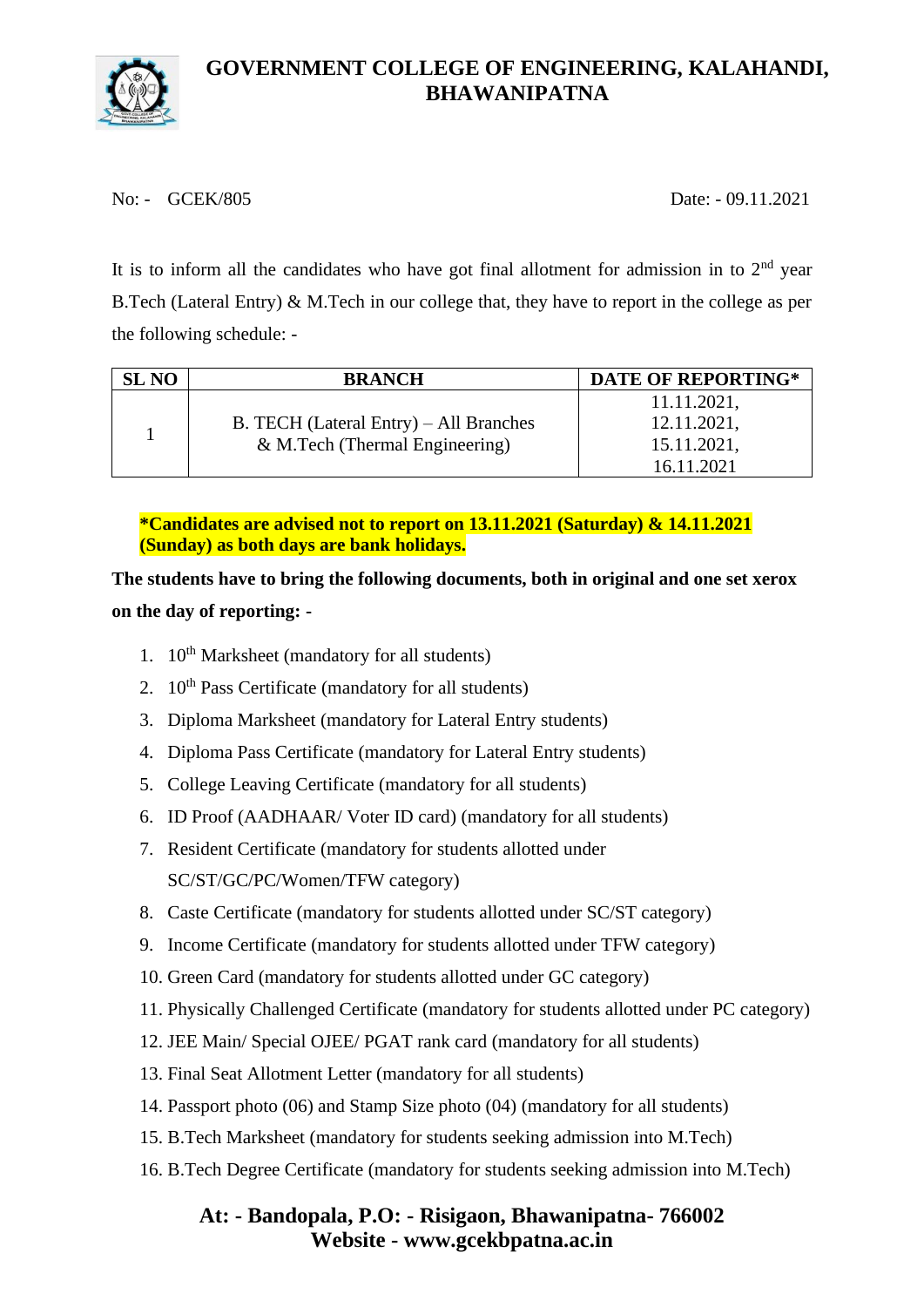# GOVERNMENT COLLEGE OF ENGINEERING, KALAHANDI, BHAWANIPATNA

No: - GCEK/805 Date: - 09.11.2021

It is to inform all the candidates who have got final allotment for admission in to 2nd year B.Tech (Lateral Entry) & M.Tech in our college that, they have to report in the college as per the following schedule: -

| SL NO | BRANCH | DATE OF REPORTING* |
|---|---|---|
| 1 | B. TECH (Lateral Entry) – All Branches & M.Tech (Thermal Engineering) | 11.11.2021, 12.11.2021, 15.11.2021, 16.11.2021 |

**\*Candidates are advised not to report on 13.11.2021 (Saturday) & 14.11.2021 (Sunday) as both days are bank holidays.**

**The students have to bring the following documents, both in original and one set xerox on the day of reporting: -**

1. 10th Marksheet (mandatory for all students)
2. 10th Pass Certificate (mandatory for all students)
3. Diploma Marksheet (mandatory for Lateral Entry students)
4. Diploma Pass Certificate (mandatory for Lateral Entry students)
5. College Leaving Certificate (mandatory for all students)
6. ID Proof (AADHAAR/ Voter ID card) (mandatory for all students)
7. Resident Certificate (mandatory for students allotted under SC/ST/GC/PC/Women/TFW category)
8. Caste Certificate (mandatory for students allotted under SC/ST category)
9. Income Certificate (mandatory for students allotted under TFW category)
10. Green Card (mandatory for students allotted under GC category)
11. Physically Challenged Certificate (mandatory for students allotted under PC category)
12. JEE Main/ Special OJEE/ PGAT rank card (mandatory for all students)
13. Final Seat Allotment Letter (mandatory for all students)
14. Passport photo (06) and Stamp Size photo (04) (mandatory for all students)
15. B.Tech Marksheet (mandatory for students seeking admission into M.Tech)
16. B.Tech Degree Certificate (mandatory for students seeking admission into M.Tech)

**At: - Bandopala, P.O: - Risigaon, Bhawanipatna- 766002**
**Website - www.gcekbpatna.ac.in**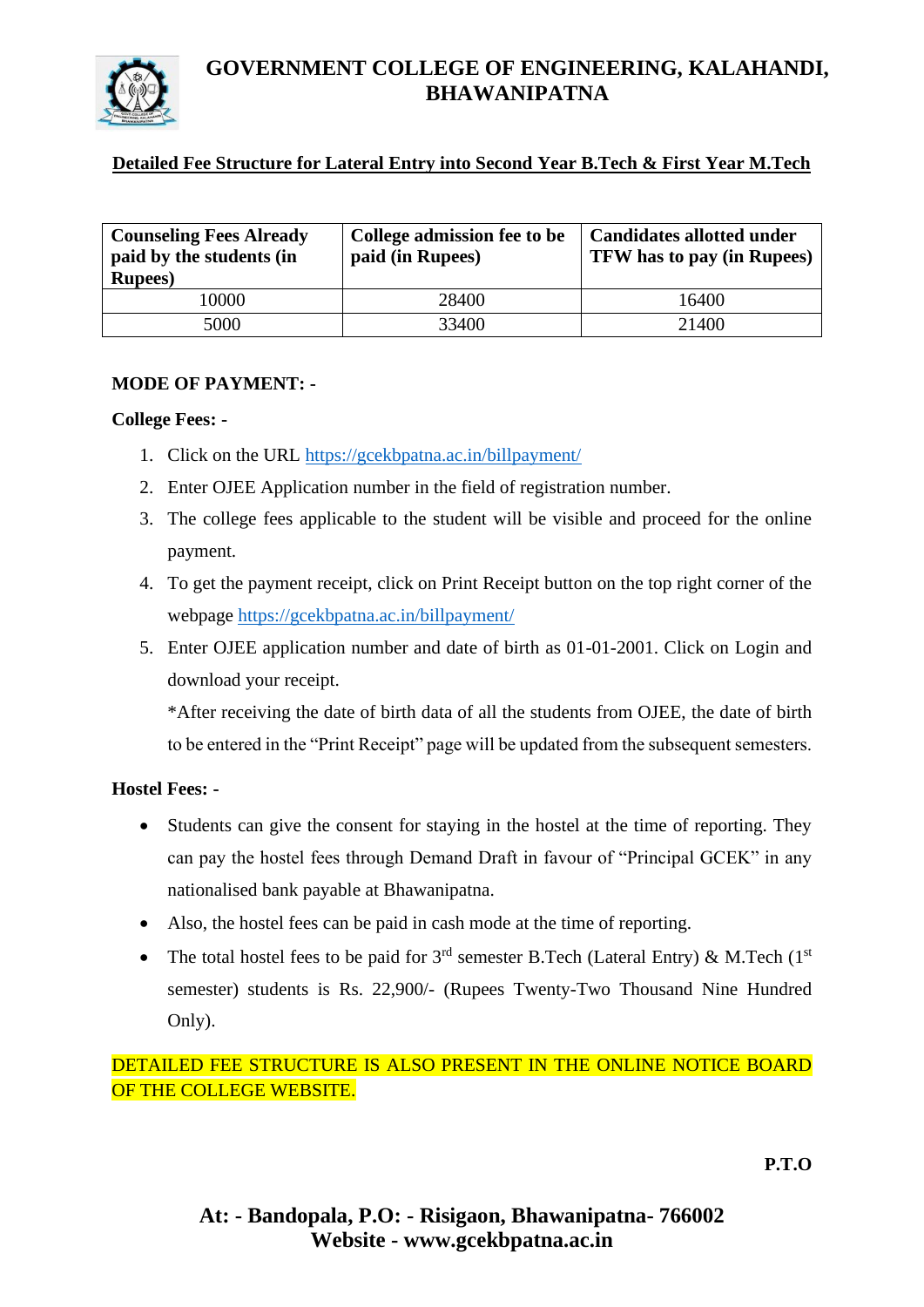# GOVERNMENT COLLEGE OF ENGINEERING, KALAHANDI, BHAWANIPATNA

## Detailed Fee Structure for Lateral Entry into Second Year B.Tech & First Year M.Tech

| Counseling Fees Already paid by the students (in Rupees) | College admission fee to be paid (in Rupees) | Candidates allotted under TFW has to pay (in Rupees) |
|---|---|---|
| 10000 | 28400 | 16400 |
| 5000 | 33400 | 21400 |

**MODE OF PAYMENT: -**

**College Fees: -**

1. Click on the URL https://gcekbpatna.ac.in/billpayment/
2. Enter OJEE Application number in the field of registration number.
3. The college fees applicable to the student will be visible and proceed for the online payment.
4. To get the payment receipt, click on Print Receipt button on the top right corner of the webpage https://gcekbpatna.ac.in/billpayment/
5. Enter OJEE application number and date of birth as 01-01-2001. Click on Login and download your receipt.

   *After receiving the date of birth data of all the students from OJEE, the date of birth to be entered in the "Print Receipt" page will be updated from the subsequent semesters.

**Hostel Fees: -**

- Students can give the consent for staying in the hostel at the time of reporting. They can pay the hostel fees through Demand Draft in favour of "Principal GCEK" in any nationalised bank payable at Bhawanipatna.
- Also, the hostel fees can be paid in cash mode at the time of reporting.
- The total hostel fees to be paid for 3rd semester B.Tech (Lateral Entry) & M.Tech (1st semester) students is Rs. 22,900/- (Rupees Twenty-Two Thousand Nine Hundred Only).

DETAILED FEE STRUCTURE IS ALSO PRESENT IN THE ONLINE NOTICE BOARD OF THE COLLEGE WEBSITE.

**P.T.O**

**At: - Bandopala, P.O: - Risigaon, Bhawanipatna- 766002**
**Website - www.gcekbpatna.ac.in**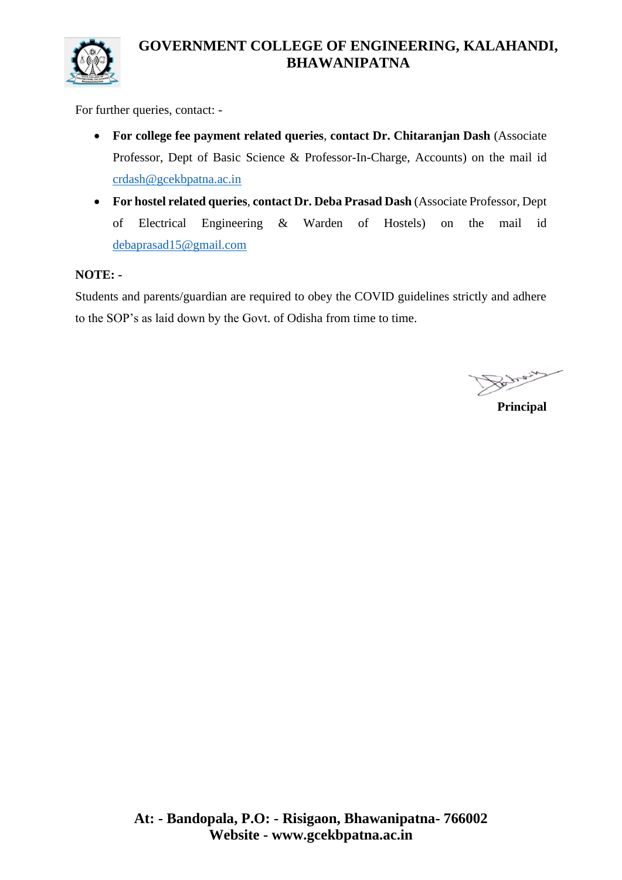For further queries, contact: -

- **For college fee payment related queries**, **contact Dr. Chitaranjan Dash** (Associate Professor, Dept of Basic Science & Professor-In-Charge, Accounts) on the mail id crdash@gcekbpatna.ac.in
- **For hostel related queries**, **contact Dr. Deba Prasad Dash** (Associate Professor, Dept of Electrical Engineering & Warden of Hostels) on the mail id debaprasad15@gmail.com

**NOTE: -**

Students and parents/guardian are required to obey the COVID guidelines strictly and adhere to the SOP's as laid down by the Govt. of Odisha from time to time.

**Principal**